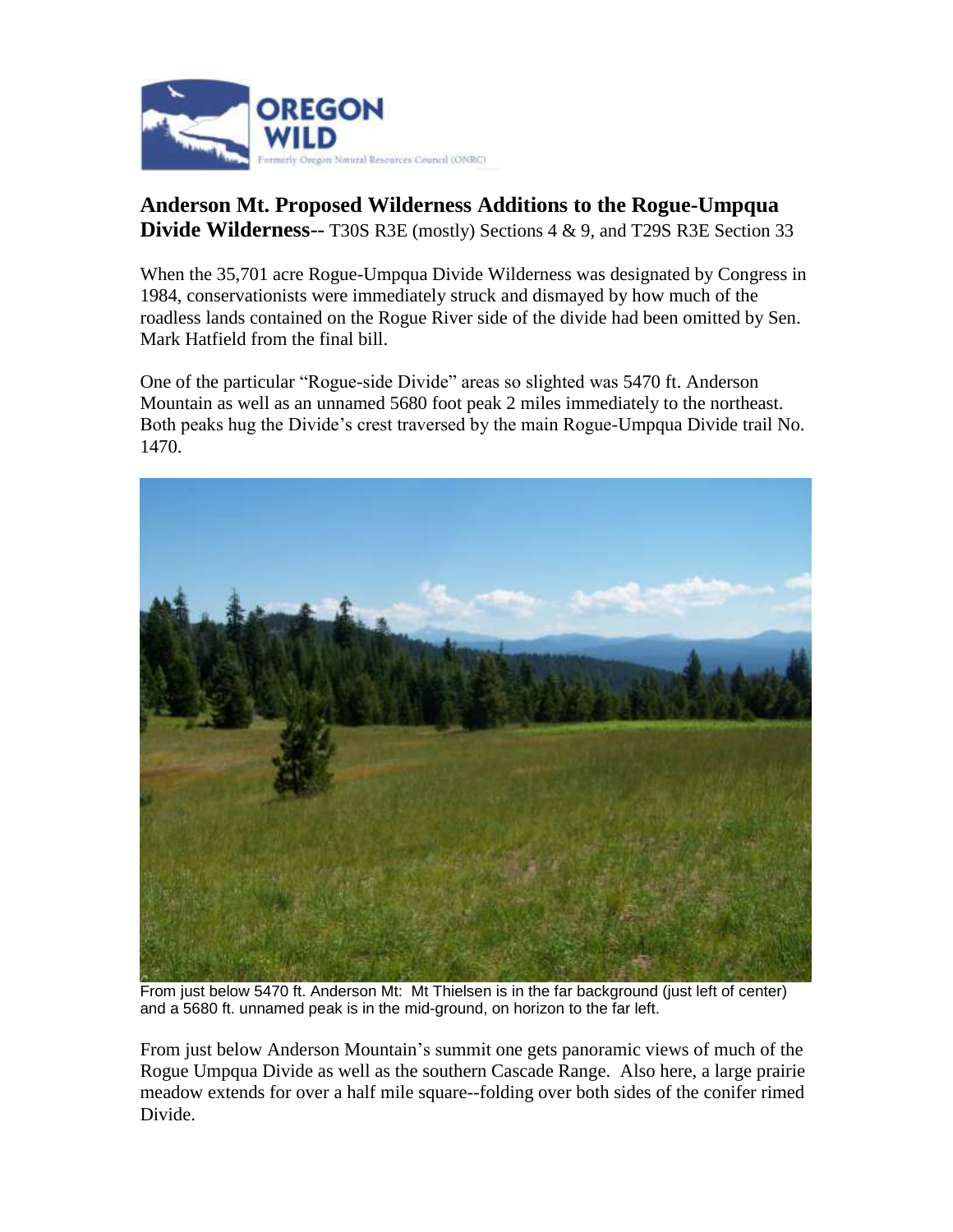**OREGON WILD**

Formerly Oregon Natural Resources Council (ONRC)

## Anderson Mt. Proposed Wilderness Additions to the Rogue-Umpqua Divide Wilderness-- T30S R3E (mostly) Sections 4 & 9, and T29S R3E Section 33

When the 35,701 acre Rogue-Umpqua Divide Wilderness was designated by Congress in 1984, conservationists were immediately struck and dismayed by how much of the roadless lands contained on the Rogue River side of the divide had been omitted by Sen. Mark Hatfield from the final bill.

One of the particular "Rogue-side Divide" areas so slighted was 5470 ft. Anderson Mountain as well as an unnamed 5680 foot peak 2 miles immediately to the northeast. Both peaks hug the Divide's crest traversed by the main Rogue-Umpqua Divide trail No. 1470.

From just below 5470 ft. Anderson Mt: Mt Thielsen is in the far background (just left of center) and a 5680 ft. unnamed peak is in the mid-ground, on horizon to the far left.

From just below Anderson Mountain's summit one gets panoramic views of much of the Rogue Umpqua Divide as well as the southern Cascade Range. Also here, a large prairie meadow extends for over a half mile square--folding over both sides of the conifer rimed Divide.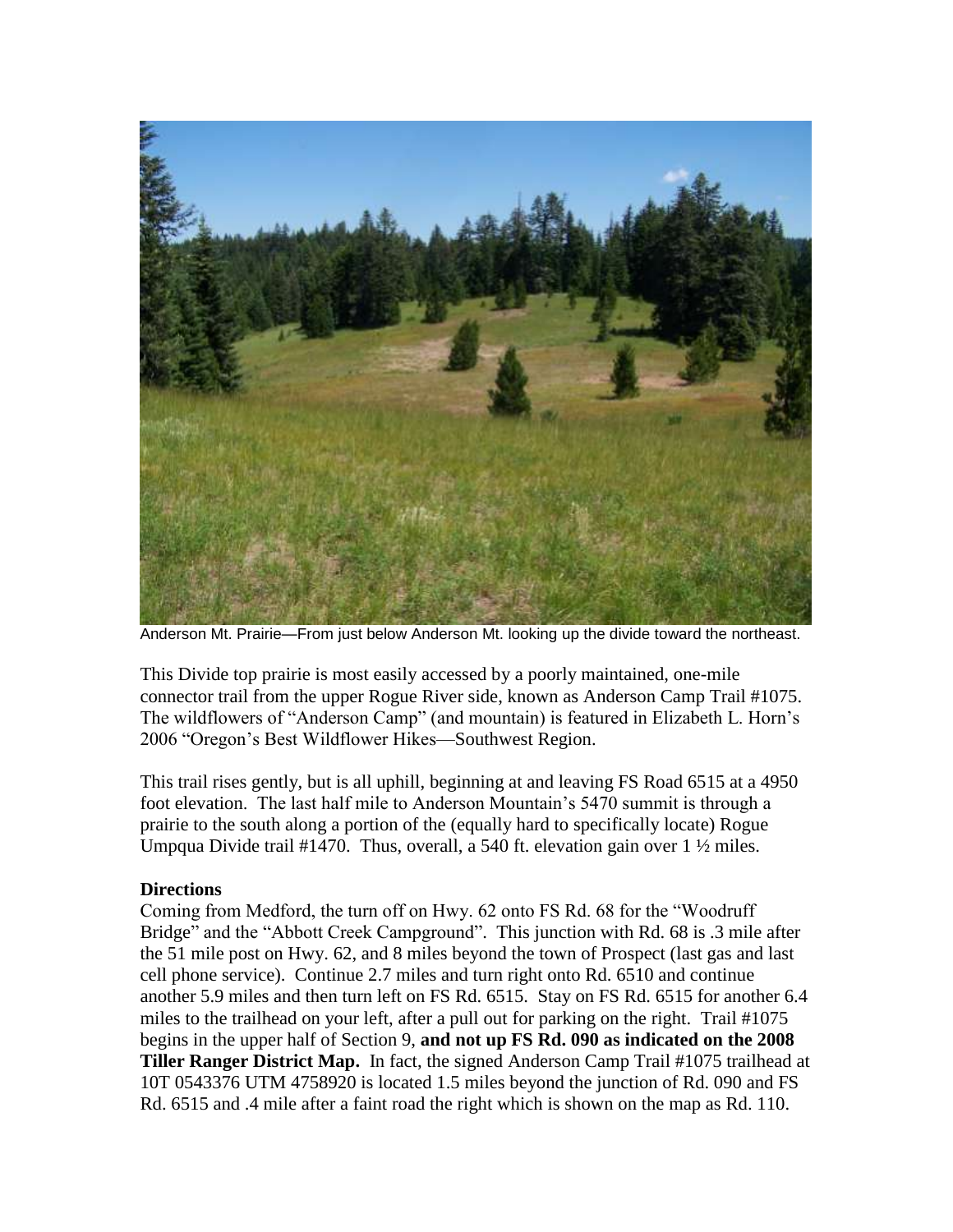Anderson Mt. Prairie—From just below Anderson Mt. looking up the divide toward the northeast.

This Divide top prairie is most easily accessed by a poorly maintained, one-mile connector trail from the upper Rogue River side, known as Anderson Camp Trail #1075. The wildflowers of "Anderson Camp" (and mountain) is featured in Elizabeth L. Horn's 2006 "Oregon's Best Wildflower Hikes—Southwest Region.

This trail rises gently, but is all uphill, beginning at and leaving FS Road 6515 at a 4950 foot elevation. The last half mile to Anderson Mountain's 5470 summit is through a prairie to the south along a portion of the (equally hard to specifically locate) Rogue Umpqua Divide trail #1470. Thus, overall, a 540 ft. elevation gain over 1 ½ miles.

**Directions**

Coming from Medford, the turn off on Hwy. 62 onto FS Rd. 68 for the "Woodruff Bridge" and the "Abbott Creek Campground". This junction with Rd. 68 is .3 mile after the 51 mile post on Hwy. 62, and 8 miles beyond the town of Prospect (last gas and last cell phone service). Continue 2.7 miles and turn right onto Rd. 6510 and continue another 5.9 miles and then turn left on FS Rd. 6515. Stay on FS Rd. 6515 for another 6.4 miles to the trailhead on your left, after a pull out for parking on the right. Trail #1075 begins in the upper half of Section 9, **and not up FS Rd. 090 as indicated on the 2008 Tiller Ranger District Map.** In fact, the signed Anderson Camp Trail #1075 trailhead at 10T 0543376 UTM 4758920 is located 1.5 miles beyond the junction of Rd. 090 and FS Rd. 6515 and .4 mile after a faint road the right which is shown on the map as Rd. 110.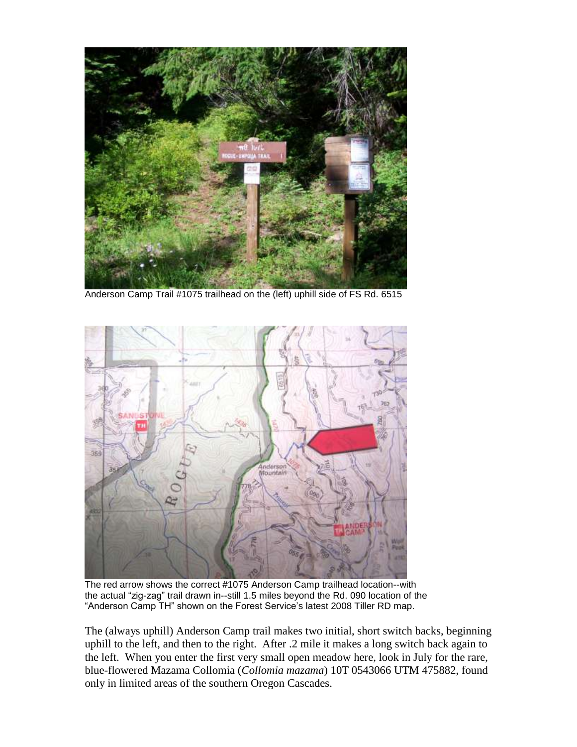Anderson Camp Trail #1075 trailhead on the (left) uphill side of FS Rd. 6515

The red arrow shows the correct #1075 Anderson Camp trailhead location--with the actual "zig-zag" trail drawn in--still 1.5 miles beyond the Rd. 090 location of the "Anderson Camp TH" shown on the Forest Service's latest 2008 Tiller RD map.

The (always uphill) Anderson Camp trail makes two initial, short switch backs, beginning uphill to the left, and then to the right. After .2 mile it makes a long switch back again to the left. When you enter the first very small open meadow here, look in July for the rare, blue-flowered Mazama Collomia (*Collomia mazama*) 10T 0543066 UTM 475882, found only in limited areas of the southern Oregon Cascades.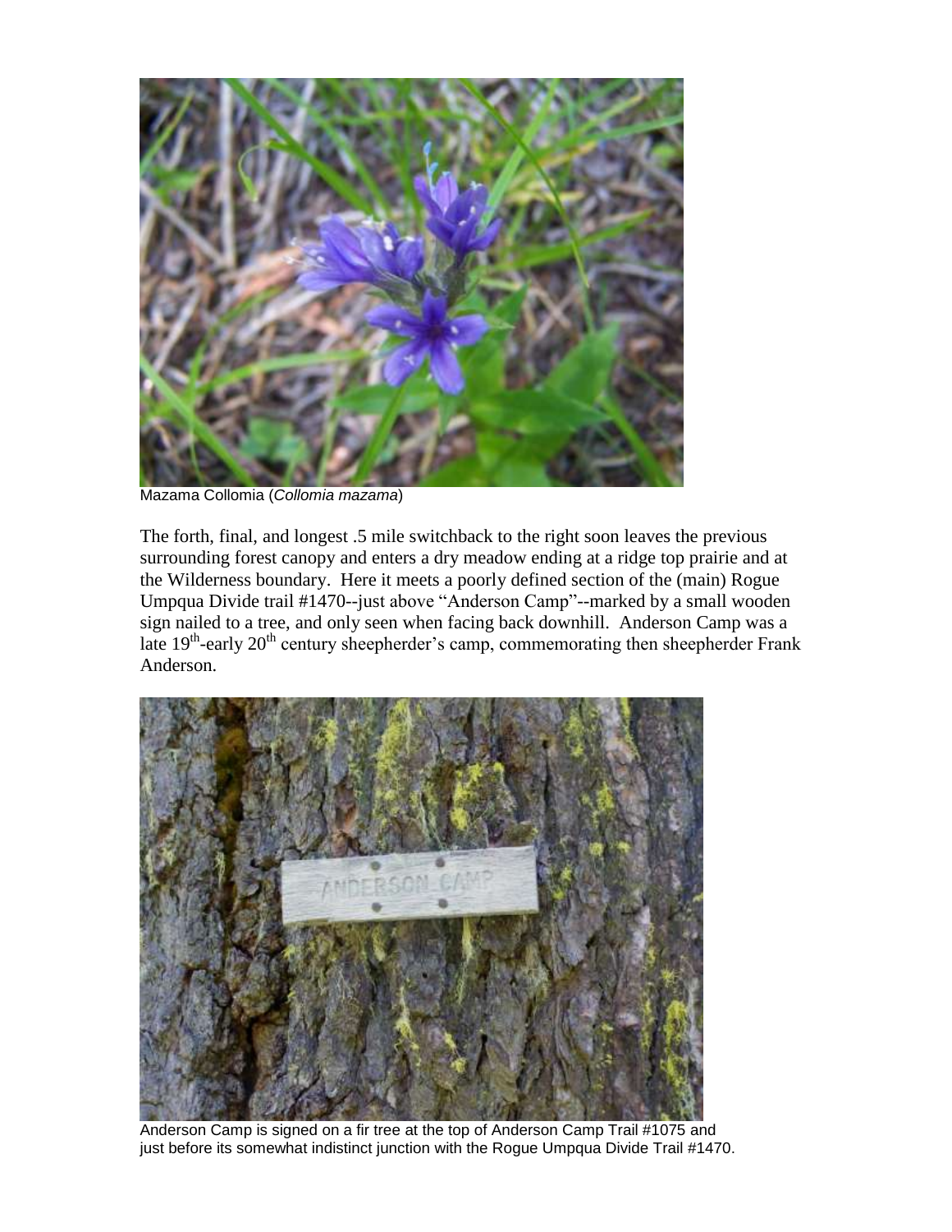Mazama Collomia (*Collomia mazama*)

The forth, final, and longest .5 mile switchback to the right soon leaves the previous surrounding forest canopy and enters a dry meadow ending at a ridge top prairie and at the Wilderness boundary. Here it meets a poorly defined section of the (main) Rogue Umpqua Divide trail #1470--just above "Anderson Camp"--marked by a small wooden sign nailed to a tree, and only seen when facing back downhill. Anderson Camp was a late 19th-early 20th century sheepherder's camp, commemorating then sheepherder Frank Anderson.

Anderson Camp is signed on a fir tree at the top of Anderson Camp Trail #1075 and just before its somewhat indistinct junction with the Rogue Umpqua Divide Trail #1470.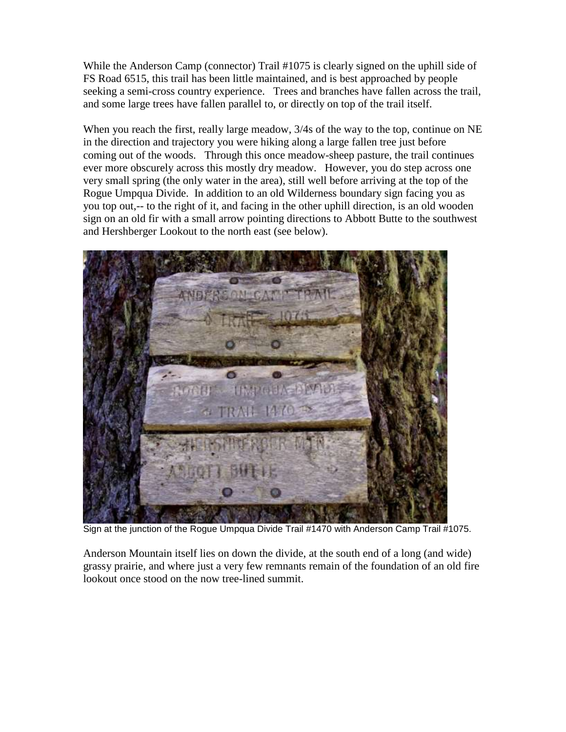While the Anderson Camp (connector) Trail #1075 is clearly signed on the uphill side of FS Road 6515, this trail has been little maintained, and is best approached by people seeking a semi-cross country experience. Trees and branches have fallen across the trail, and some large trees have fallen parallel to, or directly on top of the trail itself.

When you reach the first, really large meadow, 3/4s of the way to the top, continue on NE in the direction and trajectory you were hiking along a large fallen tree just before coming out of the woods. Through this once meadow-sheep pasture, the trail continues ever more obscurely across this mostly dry meadow. However, you do step across one very small spring (the only water in the area), still well before arriving at the top of the Rogue Umpqua Divide. In addition to an old Wilderness boundary sign facing you as you top out,-- to the right of it, and facing in the other uphill direction, is an old wooden sign on an old fir with a small arrow pointing directions to Abbott Butte to the southwest and Hershberger Lookout to the north east (see below).

Sign at the junction of the Rogue Umpqua Divide Trail #1470 with Anderson Camp Trail #1075.

Anderson Mountain itself lies on down the divide, at the south end of a long (and wide) grassy prairie, and where just a very few remnants remain of the foundation of an old fire lookout once stood on the now tree-lined summit.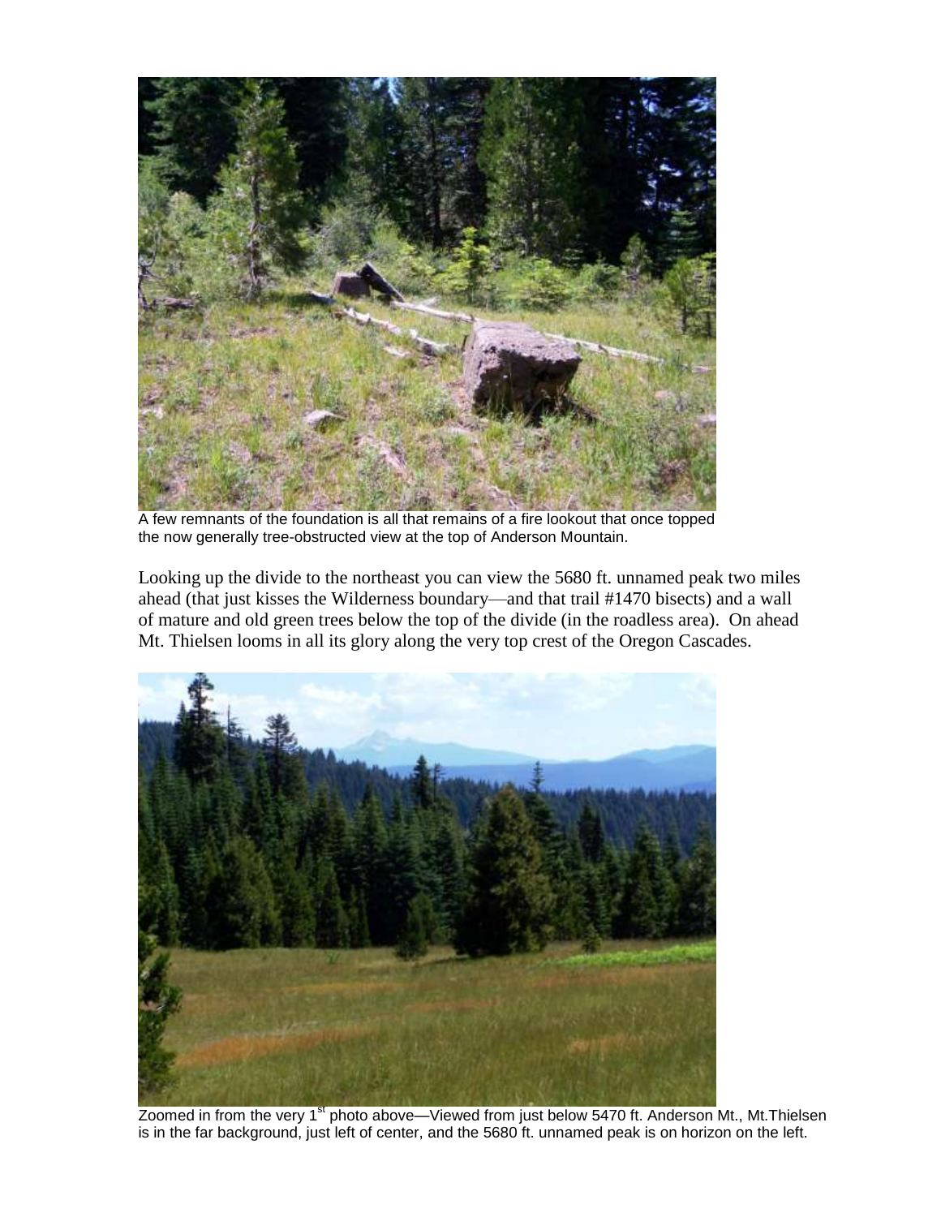A few remnants of the foundation is all that remains of a fire lookout that once topped the now generally tree-obstructed view at the top of Anderson Mountain.

Looking up the divide to the northeast you can view the 5680 ft. unnamed peak two miles ahead (that just kisses the Wilderness boundary—and that trail #1470 bisects) and a wall of mature and old green trees below the top of the divide (in the roadless area). On ahead Mt. Thielsen looms in all its glory along the very top crest of the Oregon Cascades.

Zoomed in from the very 1st photo above—Viewed from just below 5470 ft. Anderson Mt., Mt.Thielsen is in the far background, just left of center, and the 5680 ft. unnamed peak is on horizon on the left.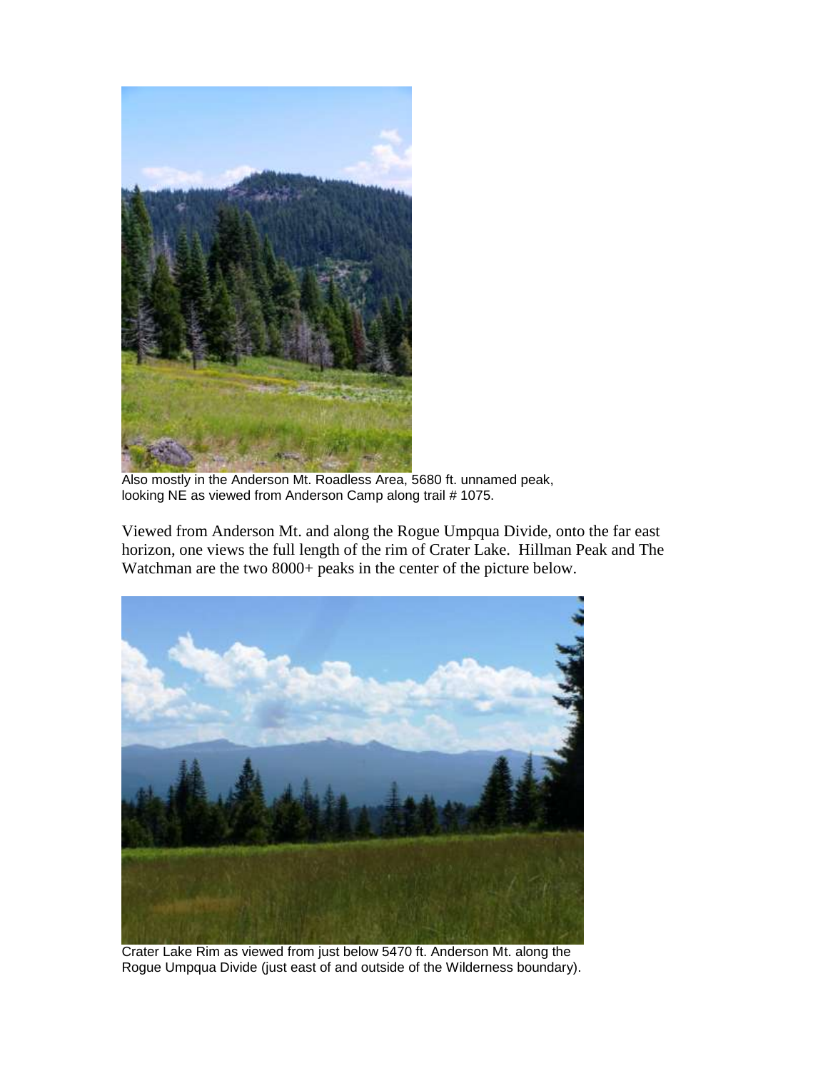Also mostly in the Anderson Mt. Roadless Area, 5680 ft. unnamed peak, looking NE as viewed from Anderson Camp along trail # 1075.

Viewed from Anderson Mt. and along the Rogue Umpqua Divide, onto the far east horizon, one views the full length of the rim of Crater Lake. Hillman Peak and The Watchman are the two 8000+ peaks in the center of the picture below.

Crater Lake Rim as viewed from just below 5470 ft. Anderson Mt. along the Rogue Umpqua Divide (just east of and outside of the Wilderness boundary).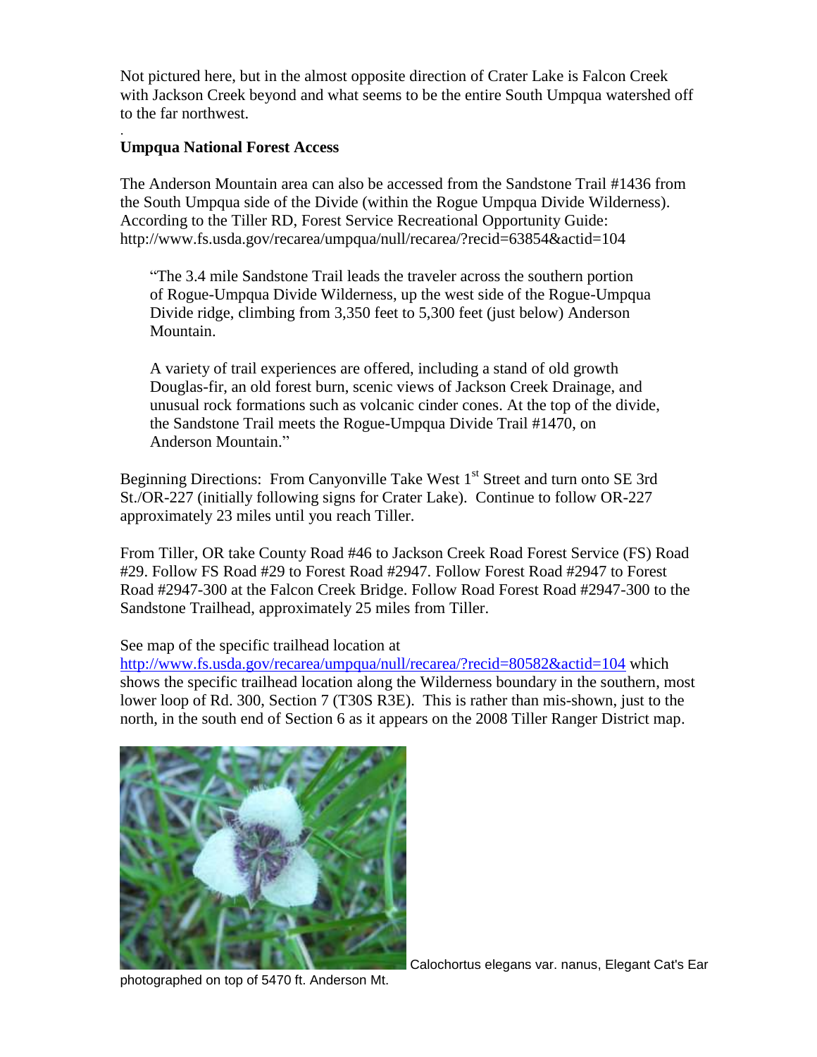Not pictured here, but in the almost opposite direction of Crater Lake is Falcon Creek with Jackson Creek beyond and what seems to be the entire South Umpqua watershed off to the far northwest.

.

**Umpqua National Forest Access**

The Anderson Mountain area can also be accessed from the Sandstone Trail #1436 from the South Umpqua side of the Divide (within the Rogue Umpqua Divide Wilderness). According to the Tiller RD, Forest Service Recreational Opportunity Guide: http://www.fs.usda.gov/recarea/umpqua/null/recarea/?recid=63854&actid=104

> "The 3.4 mile Sandstone Trail leads the traveler across the southern portion of Rogue-Umpqua Divide Wilderness, up the west side of the Rogue-Umpqua Divide ridge, climbing from 3,350 feet to 5,300 feet (just below) Anderson Mountain.
>
> A variety of trail experiences are offered, including a stand of old growth Douglas-fir, an old forest burn, scenic views of Jackson Creek Drainage, and unusual rock formations such as volcanic cinder cones. At the top of the divide, the Sandstone Trail meets the Rogue-Umpqua Divide Trail #1470, on Anderson Mountain."

Beginning Directions: From Canyonville Take West 1st Street and turn onto SE 3rd St./OR-227 (initially following signs for Crater Lake). Continue to follow OR-227 approximately 23 miles until you reach Tiller.

From Tiller, OR take County Road #46 to Jackson Creek Road Forest Service (FS) Road #29. Follow FS Road #29 to Forest Road #2947. Follow Forest Road #2947 to Forest Road #2947-300 at the Falcon Creek Bridge. Follow Road Forest Road #2947-300 to the Sandstone Trailhead, approximately 25 miles from Tiller.

See map of the specific trailhead location at http://www.fs.usda.gov/recarea/umpqua/null/recarea/?recid=80582&actid=104 which shows the specific trailhead location along the Wilderness boundary in the southern, most lower loop of Rd. 300, Section 7 (T30S R3E). This is rather than mis-shown, just to the north, in the south end of Section 6 as it appears on the 2008 Tiller Ranger District map.

Calochortus elegans var. nanus, Elegant Cat's Ear photographed on top of 5470 ft. Anderson Mt.